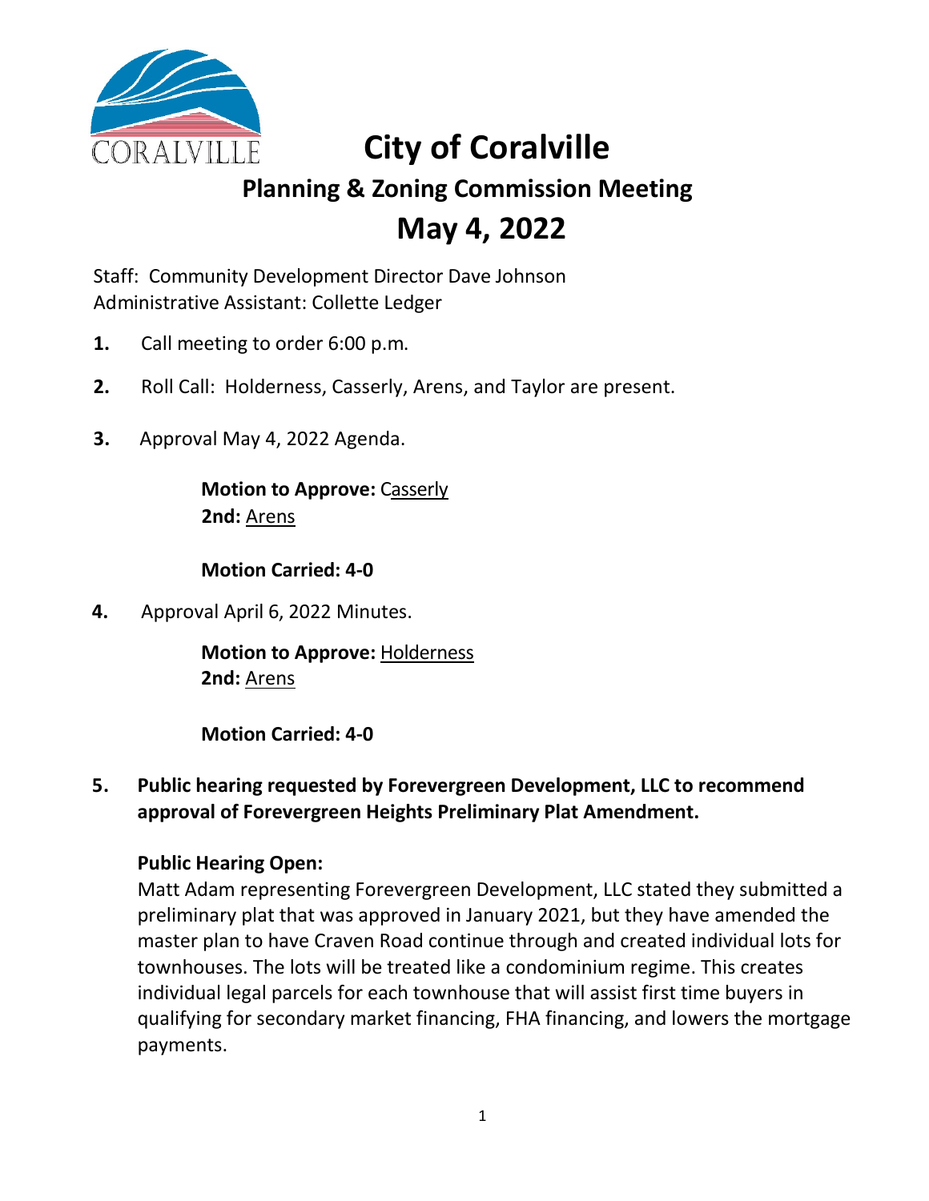# City of Coralville

## Planning & Zoning Commission Meeting

## May 4, 2022

Staff: Community Development Director Dave Johnson
Administrative Assistant: Collette Ledger

**1.** Call meeting to order 6:00 p.m.

**2.** Roll Call: Holderness, Casserly, Arens, and Taylor are present.

**3.** Approval May 4, 2022 Agenda.

> **Motion to Approve:** Casserly
> **2nd:** Arens
>
> **Motion Carried: 4-0**

**4.** Approval April 6, 2022 Minutes.

> **Motion to Approve:** Holderness
> **2nd:** Arens
>
> **Motion Carried: 4-0**

**5. Public hearing requested by Forevergreen Development, LLC to recommend approval of Forevergreen Heights Preliminary Plat Amendment.**

**Public Hearing Open:**

Matt Adam representing Forevergreen Development, LLC stated they submitted a preliminary plat that was approved in January 2021, but they have amended the master plan to have Craven Road continue through and created individual lots for townhouses. The lots will be treated like a condominium regime. This creates individual legal parcels for each townhouse that will assist first time buyers in qualifying for secondary market financing, FHA financing, and lowers the mortgage payments.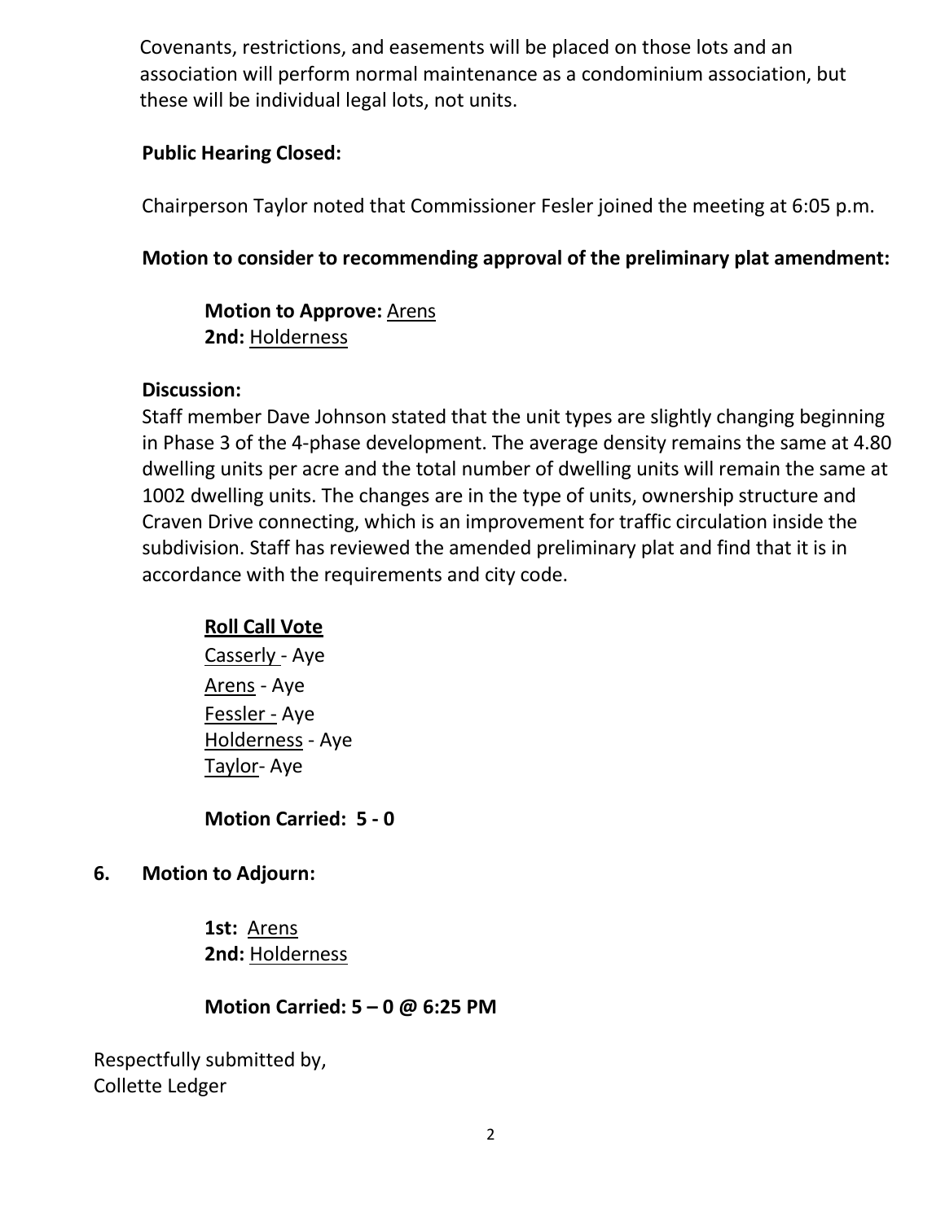Covenants, restrictions, and easements will be placed on those lots and an association will perform normal maintenance as a condominium association, but these will be individual legal lots, not units.

**Public Hearing Closed:**

Chairperson Taylor noted that Commissioner Fesler joined the meeting at 6:05 p.m.

**Motion to consider to recommending approval of the preliminary plat amendment:**

**Motion to Approve:** Arens
**2nd:** Holderness

**Discussion:**
Staff member Dave Johnson stated that the unit types are slightly changing beginning in Phase 3 of the 4-phase development. The average density remains the same at 4.80 dwelling units per acre and the total number of dwelling units will remain the same at 1002 dwelling units. The changes are in the type of units, ownership structure and Craven Drive connecting, which is an improvement for traffic circulation inside the subdivision. Staff has reviewed the amended preliminary plat and find that it is in accordance with the requirements and city code.

**Roll Call Vote**
Casserly - Aye
Arens - Aye
Fessler - Aye
Holderness - Aye
Taylor- Aye

**Motion Carried: 5 - 0**

**6. Motion to Adjourn:**

**1st:** Arens
**2nd:** Holderness

**Motion Carried: 5 – 0 @ 6:25 PM**

Respectfully submitted by,
Collette Ledger